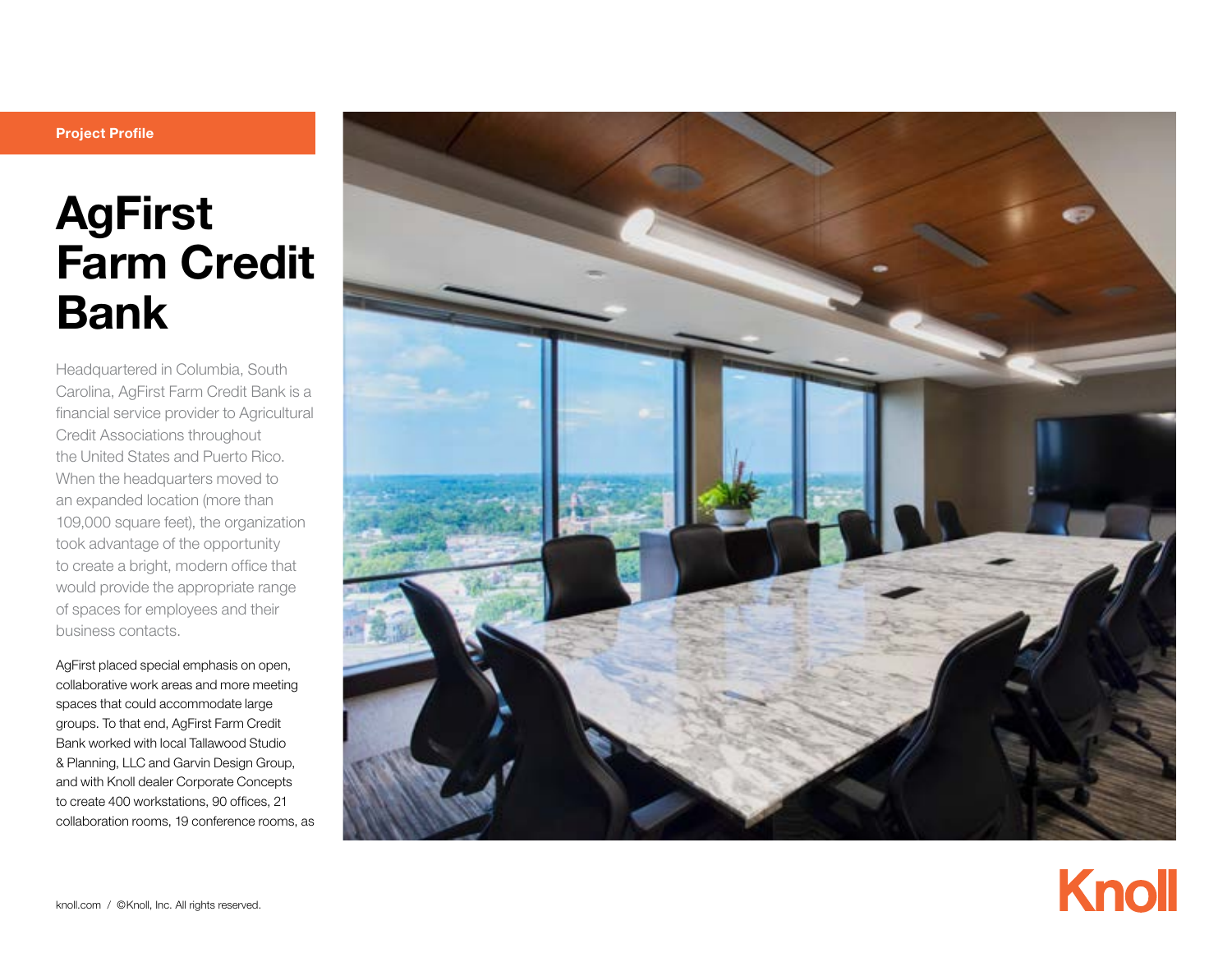Project Profile

# AgFirst Farm Credit Bank

Headquartered in Columbia, South Carolina, AgFirst Farm Credit Bank is a financial service provider to Agricultural Credit Associations throughout the United States and Puerto Rico. When the headquarters moved to an expanded location (more than 109,000 square feet), the organization took advantage of the opportunity to create a bright, modern office that would provide the appropriate range of spaces for employees and their business contacts.

AgFirst placed special emphasis on open, collaborative work areas and more meeting spaces that could accommodate large groups. To that end, AgFirst Farm Credit Bank worked with local Tallawood Studio & Planning, LLC and Garvin Design Group, and with Knoll dealer Corporate Concepts to create 400 workstations, 90 offices, 21 collaboration rooms, 19 conference rooms, as

knoll.com / ©Knoll, Inc. All rights reserved.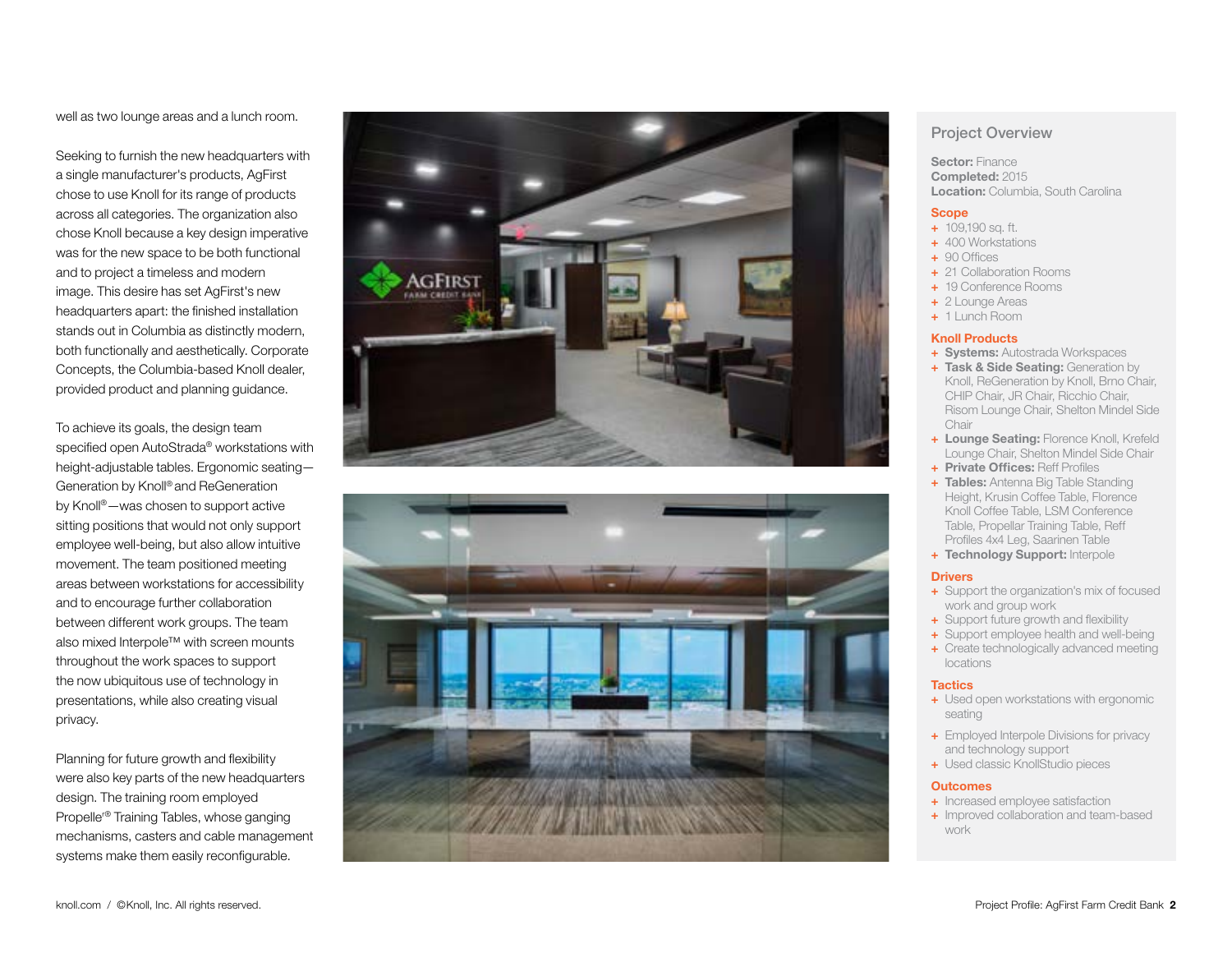well as two lounge areas and a lunch room.

Seeking to furnish the new headquarters with a single manufacturer's products, AgFirst chose to use Knoll for its range of products across all categories. The organization also chose Knoll because a key design imperative was for the new space to be both functional and to project a timeless and modern image. This desire has set AgFirst's new headquarters apart: the finished installation stands out in Columbia as distinctly modern, both functionally and aesthetically. Corporate Concepts, the Columbia-based Knoll dealer, provided product and planning guidance.

To achieve its goals, the design team specified open AutoStrada® workstations with height-adjustable tables. Ergonomic seating—Generation by Knoll® and ReGeneration by Knoll®—was chosen to support active sitting positions that would not only support employee well-being, but also allow intuitive movement. The team positioned meeting areas between workstations for accessibility and to encourage further collaboration between different work groups. The team also mixed Interpole™ with screen mounts throughout the work spaces to support the now ubiquitous use of technology in presentations, while also creating visual privacy.

Planning for future growth and flexibility were also key parts of the new headquarters design. The training room employed Propelle® Training Tables, whose ganging mechanisms, casters and cable management systems make them easily reconfigurable.

## Project Overview

**Sector:** Finance
**Completed:** 2015
**Location:** Columbia, South Carolina

### Scope

+ 109,190 sq. ft.
+ 400 Workstations
+ 90 Offices
+ 21 Collaboration Rooms
+ 19 Conference Rooms
+ 2 Lounge Areas
+ 1 Lunch Room

### Knoll Products

+ **Systems:** Autostrada Workspaces
+ **Task & Side Seating:** Generation by Knoll, ReGeneration by Knoll, Brno Chair, CHIP Chair, JR Chair, Ricchio Chair, Risom Lounge Chair, Shelton Mindel Side Chair
+ **Lounge Seating:** Florence Knoll, Krefeld Lounge Chair, Shelton Mindel Side Chair
+ **Private Offices:** Reff Profiles
+ **Tables:** Antenna Big Table Standing Height, Krusin Coffee Table, Florence Knoll Coffee Table, LSM Conference Table, Propellar Training Table, Reff Profiles 4x4 Leg, Saarinen Table
+ **Technology Support:** Interpole

### Drivers

+ Support the organization's mix of focused work and group work
+ Support future growth and flexibility
+ Support employee health and well-being
+ Create technologically advanced meeting locations

### Tactics

+ Used open workstations with ergonomic seating
+ Employed Interpole Divisions for privacy and technology support
+ Used classic KnollStudio pieces

### Outcomes

+ Increased employee satisfaction
+ Improved collaboration and team-based work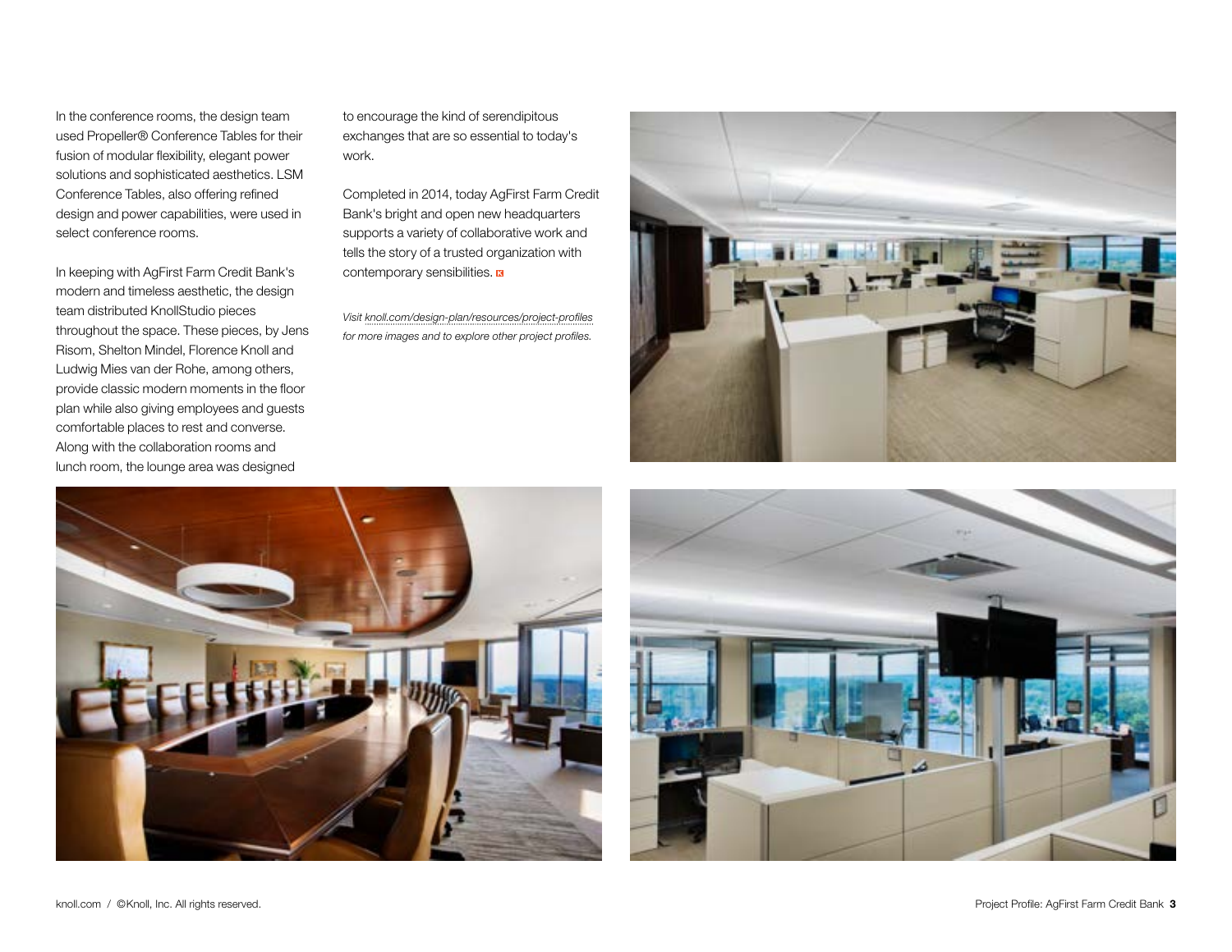In the conference rooms, the design team used Propeller® Conference Tables for their fusion of modular flexibility, elegant power solutions and sophisticated aesthetics. LSM Conference Tables, also offering refined design and power capabilities, were used in select conference rooms.

In keeping with AgFirst Farm Credit Bank's modern and timeless aesthetic, the design team distributed KnollStudio pieces throughout the space. These pieces, by Jens Risom, Shelton Mindel, Florence Knoll and Ludwig Mies van der Rohe, among others, provide classic modern moments in the floor plan while also giving employees and guests comfortable places to rest and converse. Along with the collaboration rooms and lunch room, the lounge area was designed to encourage the kind of serendipitous exchanges that are so essential to today's work.

Completed in 2014, today AgFirst Farm Credit Bank's bright and open new headquarters supports a variety of collaborative work and tells the story of a trusted organization with contemporary sensibilities.

*Visit knoll.com/design-plan/resources/project-profiles for more images and to explore other project profiles.*